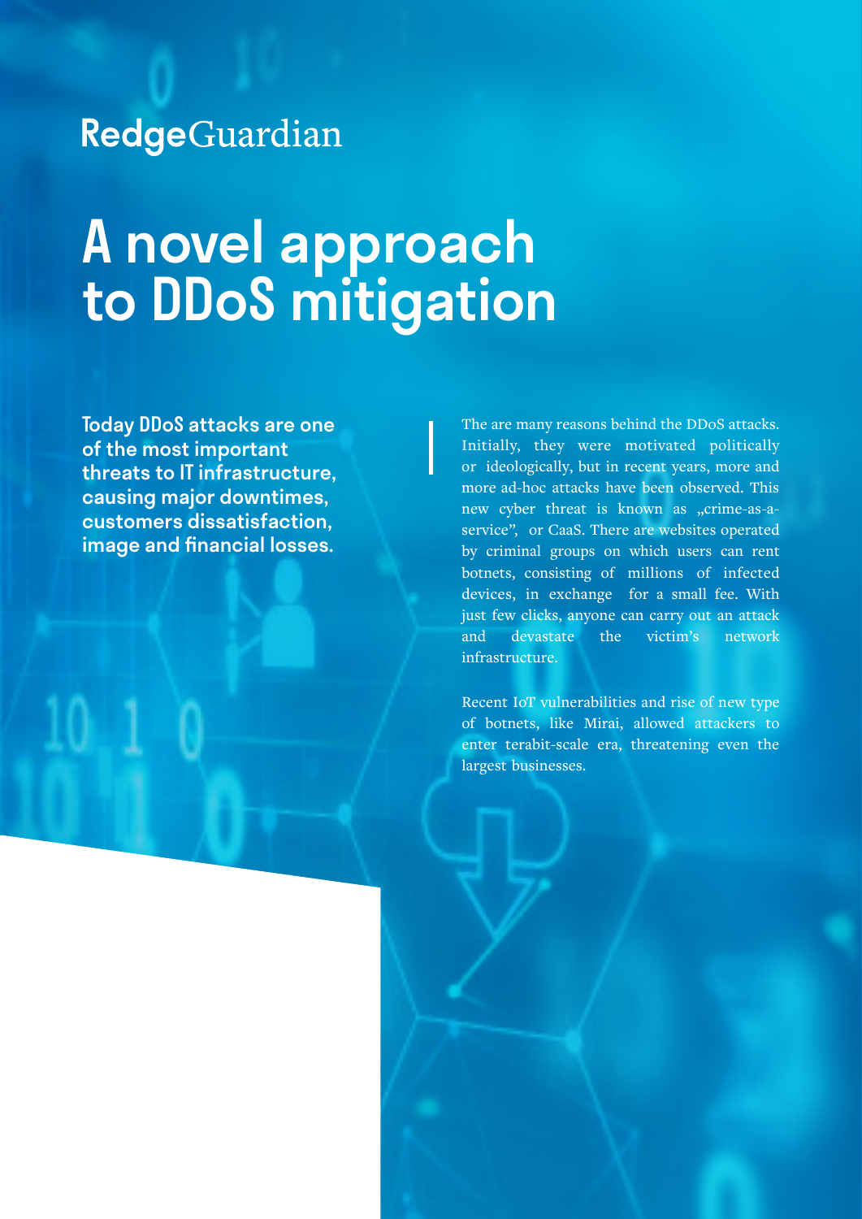RedgeGuardian

# A novel approach to DDoS mitigation

**Today DDoS attacks are one of the most important threats to IT infrastructure, causing major downtimes, customers dissatisfaction, image and financial losses.**

The are many reasons behind the DDoS attacks. Initially, they were motivated politically or ideologically, but in recent years, more and more ad-hoc attacks have been observed. This new cyber threat is known as „crime-as-a-service", or CaaS. There are websites operated by criminal groups on which users can rent botnets, consisting of millions of infected devices, in exchange for a small fee. With just few clicks, anyone can carry out an attack and devastate the victim's network infrastructure.

Recent IoT vulnerabilities and rise of new type of botnets, like Mirai, allowed attackers to enter terabit-scale era, threatening even the largest businesses.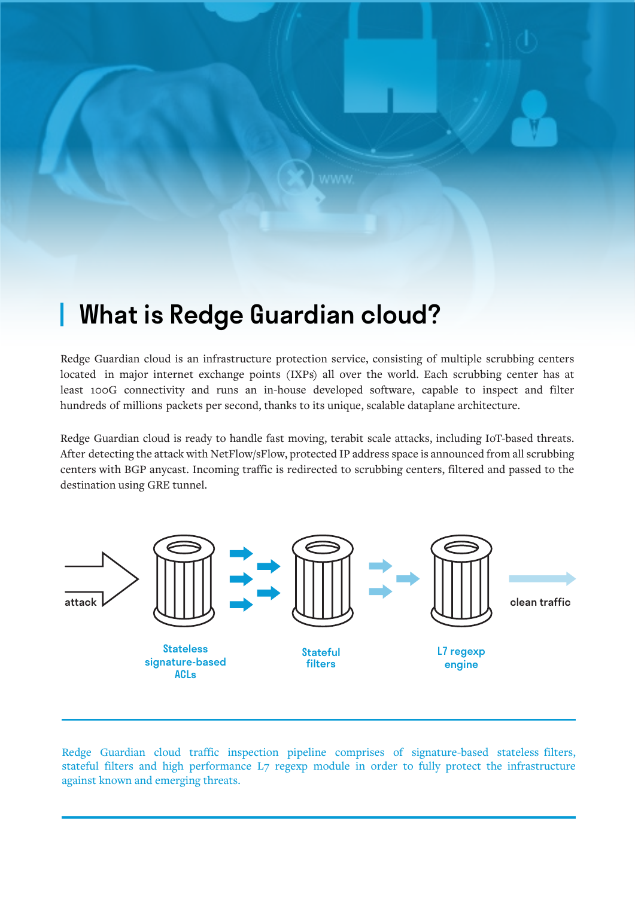# What is Redge Guardian cloud?

Redge Guardian cloud is an infrastructure protection service, consisting of multiple scrubbing centers located in major internet exchange points (IXPs) all over the world. Each scrubbing center has at least 100G connectivity and runs an in-house developed software, capable to inspect and filter hundreds of millions packets per second, thanks to its unique, scalable dataplane architecture.

Redge Guardian cloud is ready to handle fast moving, terabit scale attacks, including IoT-based threats. After detecting the attack with NetFlow/sFlow, protected IP address space is announced from all scrubbing centers with BGP anycast. Incoming traffic is redirected to scrubbing centers, filtered and passed to the destination using GRE tunnel.

attack

Stateless signature-based ACLs

Stateful filters

L7 regexp engine

clean traffic

Redge Guardian cloud traffic inspection pipeline comprises of signature-based stateless filters, stateful filters and high performance L7 regexp module in order to fully protect the infrastructure against known and emerging threats.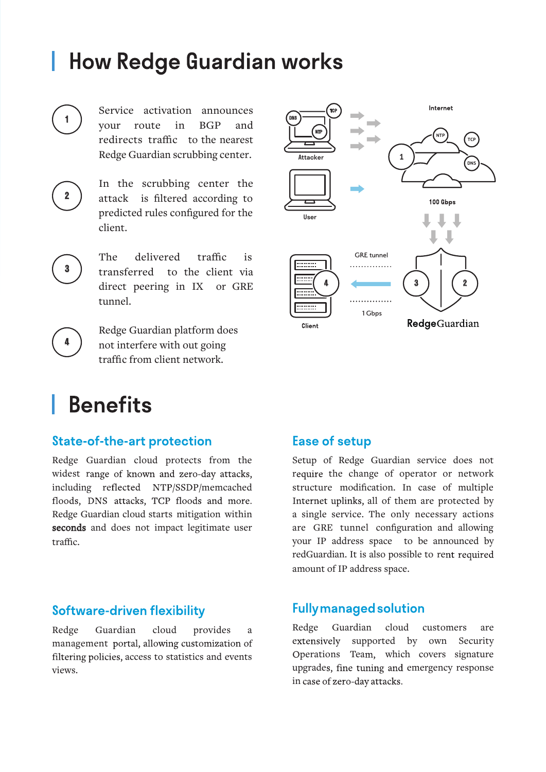# How Redge Guardian works

1. Service activation announces your route in BGP and redirects traffic to the nearest Redge Guardian scrubbing center.
2. In the scrubbing center the attack is filtered according to predicted rules configured for the client.
3. The delivered traffic is transferred to the client via direct peering in IX or GRE tunnel.
4. Redge Guardian platform does not interfere with out going traffic from client network.

# Benefits

## State-of-the-art protection

Redge Guardian cloud protects from the widest range of known and zero-day attacks, including reflected NTP/SSDP/memcached floods, DNS attacks, TCP floods and more. Redge Guardian cloud starts mitigation within **seconds** and does not impact legitimate user traffic.

## Ease of setup

Setup of Redge Guardian service does not require the change of operator or network structure modification. In case of multiple Internet uplinks, all of them are protected by a single service. The only necessary actions are GRE tunnel configuration and allowing your IP address space to be announced by redGuardian. It is also possible to rent required amount of IP address space.

## Software-driven flexibility

Redge Guardian cloud provides a management portal, allowing customization of filtering policies, access to statistics and events views.

## Fully managed solution

Redge Guardian cloud customers are extensively supported by own Security Operations Team, which covers signature upgrades, fine tuning and emergency response in case of zero-day attacks.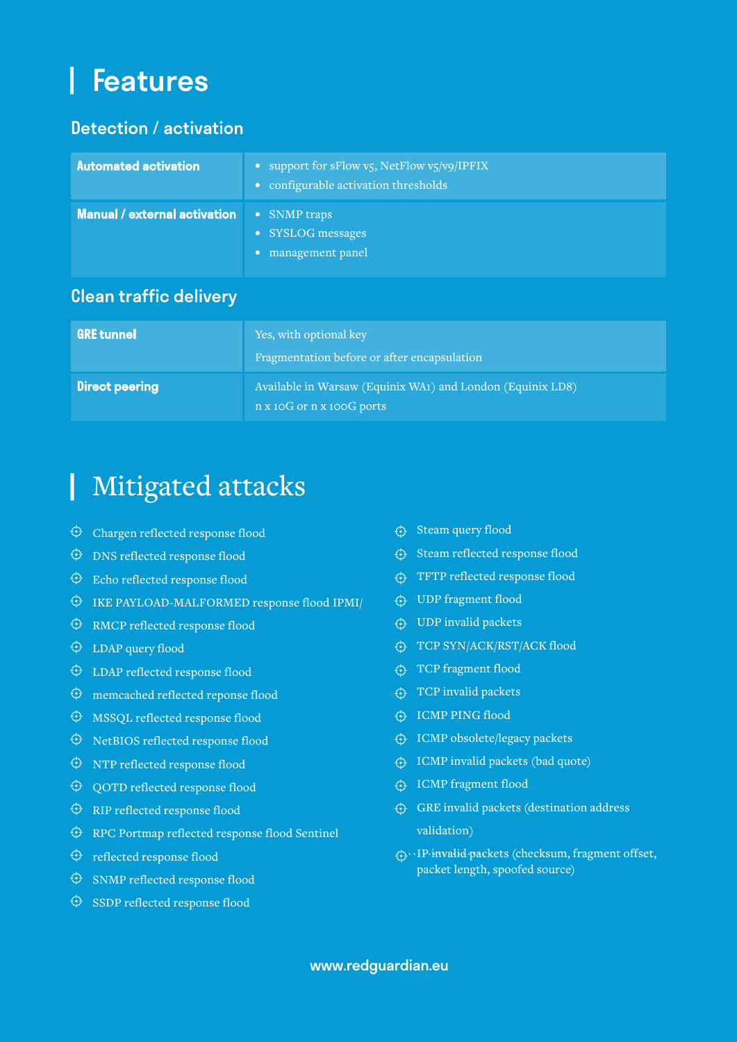# Features

## Detection / activation

| | |
|---|---|
| **Automated activation** | • support for sFlow v5, NetFlow v5/v9/IPFIX<br>• configurable activation thresholds |
| **Manual / external activation** | • SNMP traps<br>• SYSLOG messages<br>• management panel |

## Clean traffic delivery

| | |
|---|---|
| **GRE tunnel** | Yes, with optional key<br>Fragmentation before or after encapsulation |
| **Direct peering** | Available in Warsaw (Equinix WA1) and London (Equinix LD8)<br>n x 10G or n x 100G ports |

# Mitigated attacks

- Chargen reflected response flood
- DNS reflected response flood
- Echo reflected response flood
- IKE PAYLOAD-MALFORMED response flood IPMI/
- RMCP reflected response flood
- LDAP query flood
- LDAP reflected response flood
- memcached reflected reponse flood
- MSSQL reflected response flood
- NetBIOS reflected response flood
- NTP reflected response flood
- QOTD reflected response flood
- RIP reflected response flood
- RPC Portmap reflected response flood Sentinel
- reflected response flood
- SNMP reflected response flood
- SSDP reflected response flood
- Steam query flood
- Steam reflected response flood
- TFTP reflected response flood
- UDP fragment flood
- UDP invalid packets
- TCP SYN/ACK/RST/ACK flood
- TCP fragment flood
- TCP invalid packets
- ICMP PING flood
- ICMP obsolete/legacy packets
- ICMP invalid packets (bad quote)
- ICMP fragment flood
- GRE invalid packets (destination address validation)
- IP invalid packets (checksum, fragment offset, packet length, spoofed source)

www.redguardian.eu